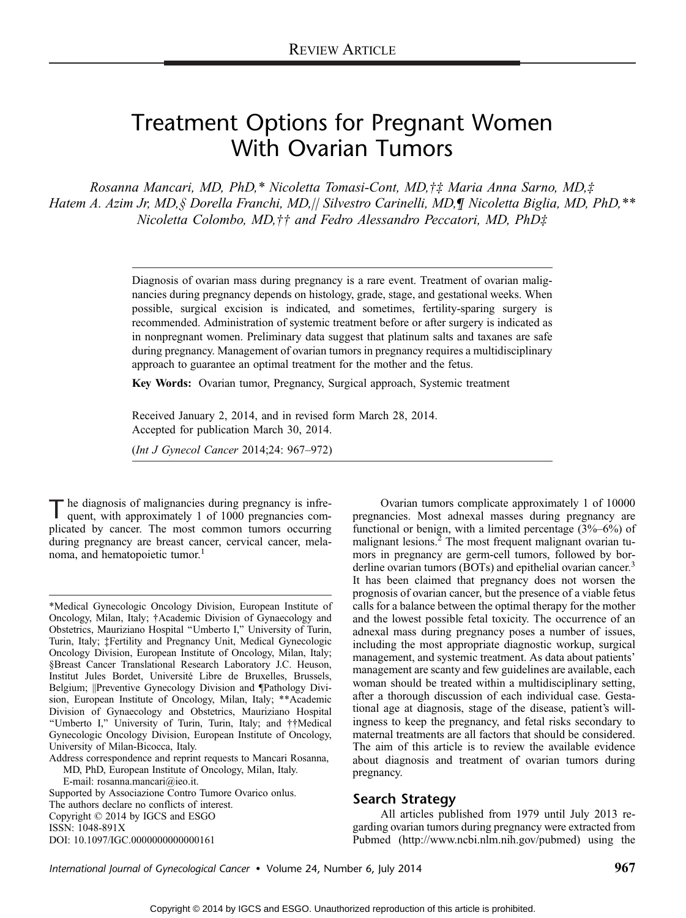REVIEW ARTICLE

# Treatment Options for Pregnant Women With Ovarian Tumors

*Rosanna Mancari, MD, PhD,\* Nicoletta Tomasi-Cont, MD,†‡ Maria Anna Sarno, MD,‡ Hatem A. Azim Jr, MD,§ Dorella Franchi, MD,|| Silvestro Carinelli, MD,¶ Nicoletta Biglia, MD, PhD,\*\* Nicoletta Colombo, MD,†† and Fedro Alessandro Peccatori, MD, PhD‡*

Diagnosis of ovarian mass during pregnancy is a rare event. Treatment of ovarian malignancies during pregnancy depends on histology, grade, stage, and gestational weeks. When possible, surgical excision is indicated, and sometimes, fertility-sparing surgery is recommended. Administration of systemic treatment before or after surgery is indicated as in nonpregnant women. Preliminary data suggest that platinum salts and taxanes are safe during pregnancy. Management of ovarian tumors in pregnancy requires a multidisciplinary approach to guarantee an optimal treatment for the mother and the fetus.

**Key Words:** Ovarian tumor, Pregnancy, Surgical approach, Systemic treatment

Received January 2, 2014, and in revised form March 28, 2014.
Accepted for publication March 30, 2014.

(*Int J Gynecol Cancer* 2014;24: 967–972)

The diagnosis of malignancies during pregnancy is infrequent, with approximately 1 of 1000 pregnancies complicated by cancer. The most common tumors occurring during pregnancy are breast cancer, cervical cancer, melanoma, and hematopoietic tumor.[1]

\*Medical Gynecologic Oncology Division, European Institute of Oncology, Milan, Italy; †Academic Division of Gynaecology and Obstetrics, Mauriziano Hospital "Umberto I," University of Turin, Turin, Italy; ‡Fertility and Pregnancy Unit, Medical Gynecologic Oncology Division, European Institute of Oncology, Milan, Italy; §Breast Cancer Translational Research Laboratory J.C. Heuson, Institut Jules Bordet, Université Libre de Bruxelles, Brussels, Belgium; ||Preventive Gynecology Division and ¶Pathology Division, European Institute of Oncology, Milan, Italy; \*\*Academic Division of Gynaecology and Obstetrics, Mauriziano Hospital "Umberto I," University of Turin, Turin, Italy; and ††Medical Gynecologic Oncology Division, European Institute of Oncology, University of Milan-Bicocca, Italy.

Address correspondence and reprint requests to Mancari Rosanna, MD, PhD, European Institute of Oncology, Milan, Italy. E-mail: rosanna.mancari@ieo.it.

Supported by Associazione Contro Tumore Ovarico onlus.

The authors declare no conflicts of interest.

Copyright © 2014 by IGCS and ESGO

ISSN: 1048-891X

DOI: 10.1097/IGC.0000000000000161

Ovarian tumors complicate approximately 1 of 10000 pregnancies. Most adnexal masses during pregnancy are functional or benign, with a limited percentage (3%–6%) of malignant lesions.[2] The most frequent malignant ovarian tumors in pregnancy are germ-cell tumors, followed by borderline ovarian tumors (BOTs) and epithelial ovarian cancer.[3] It has been claimed that pregnancy does not worsen the prognosis of ovarian cancer, but the presence of a viable fetus calls for a balance between the optimal therapy for the mother and the lowest possible fetal toxicity. The occurrence of an adnexal mass during pregnancy poses a number of issues, including the most appropriate diagnostic workup, surgical management, and systemic treatment. As data about patients' management are scanty and few guidelines are available, each woman should be treated within a multidisciplinary setting, after a thorough discussion of each individual case. Gestational age at diagnosis, stage of the disease, patient's willingness to keep the pregnancy, and fetal risks secondary to maternal treatments are all factors that should be considered. The aim of this article is to review the available evidence about diagnosis and treatment of ovarian tumors during pregnancy.

## Search Strategy

All articles published from 1979 until July 2013 regarding ovarian tumors during pregnancy were extracted from Pubmed (http://www.ncbi.nlm.nih.gov/pubmed) using the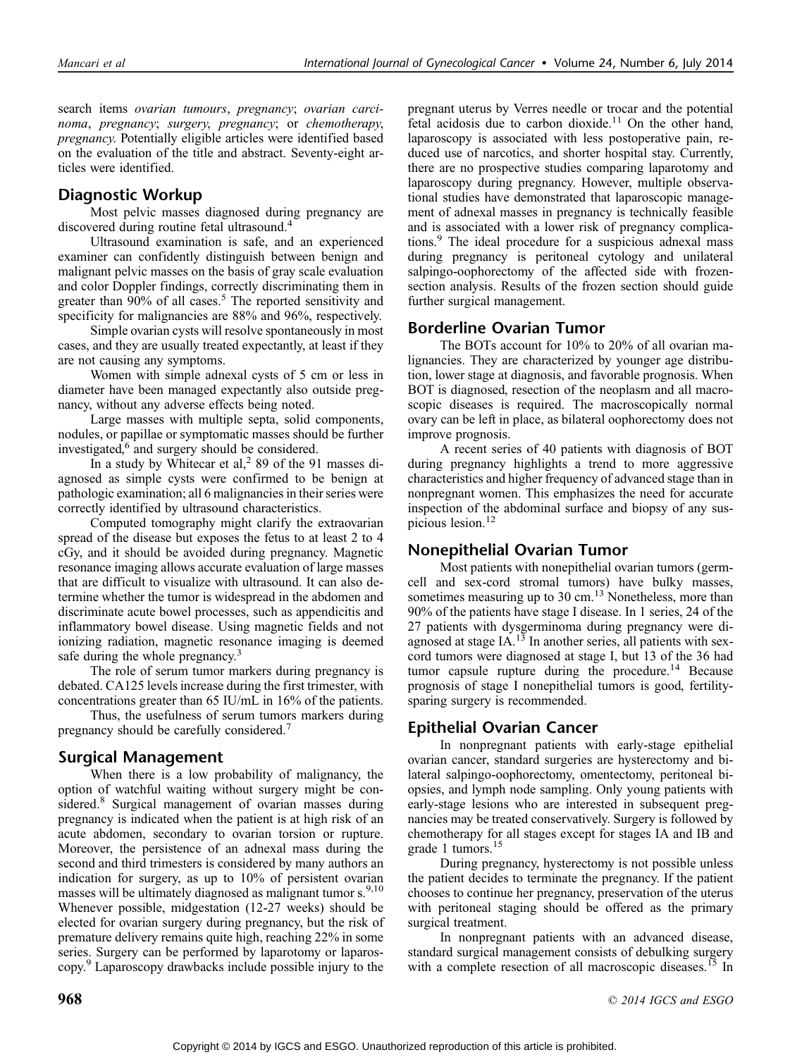search items *ovarian tumours*, *pregnancy*; *ovarian carcinoma*, *pregnancy*; *surgery*, *pregnancy*; or *chemotherapy*, *pregnancy*. Potentially eligible articles were identified based on the evaluation of the title and abstract. Seventy-eight articles were identified.

## Diagnostic Workup

Most pelvic masses diagnosed during pregnancy are discovered during routine fetal ultrasound.[4]

Ultrasound examination is safe, and an experienced examiner can confidently distinguish between benign and malignant pelvic masses on the basis of gray scale evaluation and color Doppler findings, correctly discriminating them in greater than 90% of all cases.[5] The reported sensitivity and specificity for malignancies are 88% and 96%, respectively.

Simple ovarian cysts will resolve spontaneously in most cases, and they are usually treated expectantly, at least if they are not causing any symptoms.

Women with simple adnexal cysts of 5 cm or less in diameter have been managed expectantly also outside pregnancy, without any adverse effects being noted.

Large masses with multiple septa, solid components, nodules, or papillae or symptomatic masses should be further investigated,[6] and surgery should be considered.

In a study by Whitecar et al,[2] 89 of the 91 masses diagnosed as simple cysts were confirmed to be benign at pathologic examination; all 6 malignancies in their series were correctly identified by ultrasound characteristics.

Computed tomography might clarify the extraovarian spread of the disease but exposes the fetus to at least 2 to 4 cGy, and it should be avoided during pregnancy. Magnetic resonance imaging allows accurate evaluation of large masses that are difficult to visualize with ultrasound. It can also determine whether the tumor is widespread in the abdomen and discriminate acute bowel processes, such as appendicitis and inflammatory bowel disease. Using magnetic fields and not ionizing radiation, magnetic resonance imaging is deemed safe during the whole pregnancy.[3]

The role of serum tumor markers during pregnancy is debated. CA125 levels increase during the first trimester, with concentrations greater than 65 IU/mL in 16% of the patients.

Thus, the usefulness of serum tumors markers during pregnancy should be carefully considered.[7]

## Surgical Management

When there is a low probability of malignancy, the option of watchful waiting without surgery might be considered.[8] Surgical management of ovarian masses during pregnancy is indicated when the patient is at high risk of an acute abdomen, secondary to ovarian torsion or rupture. Moreover, the persistence of an adnexal mass during the second and third trimesters is considered by many authors an indication for surgery, as up to 10% of persistent ovarian masses will be ultimately diagnosed as malignant tumor s.[9,10] Whenever possible, midgestation (12-27 weeks) should be elected for ovarian surgery during pregnancy, but the risk of premature delivery remains quite high, reaching 22% in some series. Surgery can be performed by laparotomy or laparoscopy.[9] Laparoscopy drawbacks include possible injury to the pregnant uterus by Verres needle or trocar and the potential fetal acidosis due to carbon dioxide.[11] On the other hand, laparoscopy is associated with less postoperative pain, reduced use of narcotics, and shorter hospital stay. Currently, there are no prospective studies comparing laparotomy and laparoscopy during pregnancy. However, multiple observational studies have demonstrated that laparoscopic management of adnexal masses in pregnancy is technically feasible and is associated with a lower risk of pregnancy complications.[9] The ideal procedure for a suspicious adnexal mass during pregnancy is peritoneal cytology and unilateral salpingo-oophorectomy of the affected side with frozen-section analysis. Results of the frozen section should guide further surgical management.

## Borderline Ovarian Tumor

The BOTs account for 10% to 20% of all ovarian malignancies. They are characterized by younger age distribution, lower stage at diagnosis, and favorable prognosis. When BOT is diagnosed, resection of the neoplasm and all macroscopic diseases is required. The macroscopically normal ovary can be left in place, as bilateral oophorectomy does not improve prognosis.

A recent series of 40 patients with diagnosis of BOT during pregnancy highlights a trend to more aggressive characteristics and higher frequency of advanced stage than in nonpregnant women. This emphasizes the need for accurate inspection of the abdominal surface and biopsy of any suspicious lesion.[12]

## Nonepithelial Ovarian Tumor

Most patients with nonepithelial ovarian tumors (germ-cell and sex-cord stromal tumors) have bulky masses, sometimes measuring up to 30 cm.[13] Nonetheless, more than 90% of the patients have stage I disease. In 1 series, 24 of the 27 patients with dysgerminoma during pregnancy were diagnosed at stage IA.[13] In another series, all patients with sex-cord tumors were diagnosed at stage I, but 13 of the 36 had tumor capsule rupture during the procedure.[14] Because prognosis of stage I nonepithelial tumors is good, fertility-sparing surgery is recommended.

## Epithelial Ovarian Cancer

In nonpregnant patients with early-stage epithelial ovarian cancer, standard surgeries are hysterectomy and bilateral salpingo-oophorectomy, omentectomy, peritoneal biopsies, and lymph node sampling. Only young patients with early-stage lesions who are interested in subsequent pregnancies may be treated conservatively. Surgery is followed by chemotherapy for all stages except for stages IA and IB and grade 1 tumors.[15]

During pregnancy, hysterectomy is not possible unless the patient decides to terminate the pregnancy. If the patient chooses to continue her pregnancy, preservation of the uterus with peritoneal staging should be offered as the primary surgical treatment.

In nonpregnant patients with an advanced disease, standard surgical management consists of debulking surgery with a complete resection of all macroscopic diseases.[15] In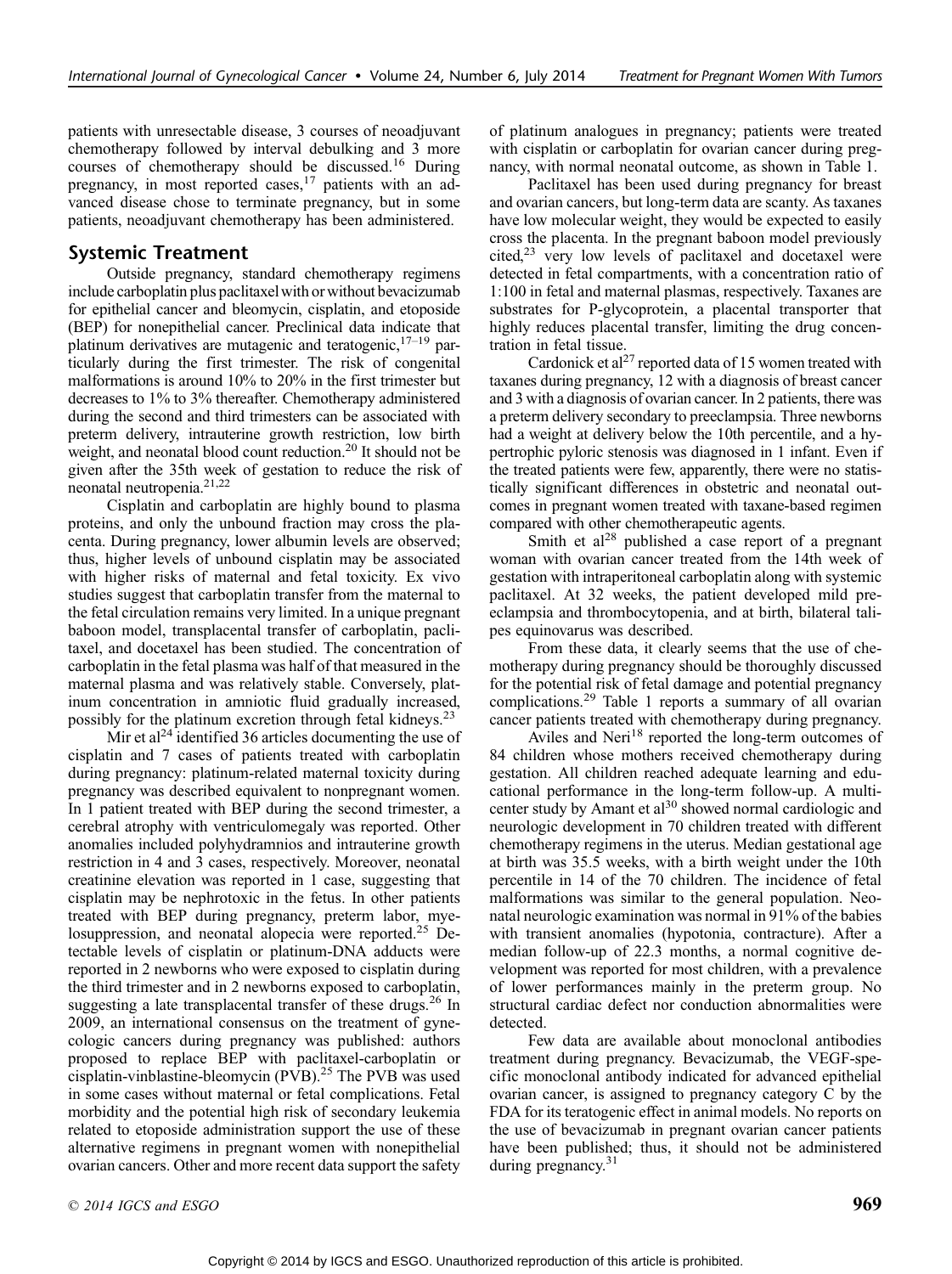patients with unresectable disease, 3 courses of neoadjuvant chemotherapy followed by interval debulking and 3 more courses of chemotherapy should be discussed.[16] During pregnancy, in most reported cases,[17] patients with an advanced disease chose to terminate pregnancy, but in some patients, neoadjuvant chemotherapy has been administered.

## Systemic Treatment

Outside pregnancy, standard chemotherapy regimens include carboplatin plus paclitaxel with or without bevacizumab for epithelial cancer and bleomycin, cisplatin, and etoposide (BEP) for nonepithelial cancer. Preclinical data indicate that platinum derivatives are mutagenic and teratogenic,[17–19] particularly during the first trimester. The risk of congenital malformations is around 10% to 20% in the first trimester but decreases to 1% to 3% thereafter. Chemotherapy administered during the second and third trimesters can be associated with preterm delivery, intrauterine growth restriction, low birth weight, and neonatal blood count reduction.[20] It should not be given after the 35th week of gestation to reduce the risk of neonatal neutropenia.[21,22]

Cisplatin and carboplatin are highly bound to plasma proteins, and only the unbound fraction may cross the placenta. During pregnancy, lower albumin levels are observed; thus, higher levels of unbound cisplatin may be associated with higher risks of maternal and fetal toxicity. Ex vivo studies suggest that carboplatin transfer from the maternal to the fetal circulation remains very limited. In a unique pregnant baboon model, transplacental transfer of carboplatin, paclitaxel, and docetaxel has been studied. The concentration of carboplatin in the fetal plasma was half of that measured in the maternal plasma and was relatively stable. Conversely, platinum concentration in amniotic fluid gradually increased, possibly for the platinum excretion through fetal kidneys.[23]

Mir et al[24] identified 36 articles documenting the use of cisplatin and 7 cases of patients treated with carboplatin during pregnancy: platinum-related maternal toxicity during pregnancy was described equivalent to nonpregnant women. In 1 patient treated with BEP during the second trimester, a cerebral atrophy with ventriculomegaly was reported. Other anomalies included polyhydramnios and intrauterine growth restriction in 4 and 3 cases, respectively. Moreover, neonatal creatinine elevation was reported in 1 case, suggesting that cisplatin may be nephrotoxic in the fetus. In other patients treated with BEP during pregnancy, preterm labor, myelosuppression, and neonatal alopecia were reported.[25] Detectable levels of cisplatin or platinum-DNA adducts were reported in 2 newborns who were exposed to cisplatin during the third trimester and in 2 newborns exposed to carboplatin, suggesting a late transplacental transfer of these drugs.[26] In 2009, an international consensus on the treatment of gynecologic cancers during pregnancy was published: authors proposed to replace BEP with paclitaxel-carboplatin or cisplatin-vinblastine-bleomycin (PVB).[25] The PVB was used in some cases without maternal or fetal complications. Fetal morbidity and the potential high risk of secondary leukemia related to etoposide administration support the use of these alternative regimens in pregnant women with nonepithelial ovarian cancers. Other and more recent data support the safety of platinum analogues in pregnancy; patients were treated with cisplatin or carboplatin for ovarian cancer during pregnancy, with normal neonatal outcome, as shown in Table 1.

Paclitaxel has been used during pregnancy for breast and ovarian cancers, but long-term data are scanty. As taxanes have low molecular weight, they would be expected to easily cross the placenta. In the pregnant baboon model previously cited,[23] very low levels of paclitaxel and docetaxel were detected in fetal compartments, with a concentration ratio of 1:100 in fetal and maternal plasmas, respectively. Taxanes are substrates for P-glycoprotein, a placental transporter that highly reduces placental transfer, limiting the drug concentration in fetal tissue.

Cardonick et al[27] reported data of 15 women treated with taxanes during pregnancy, 12 with a diagnosis of breast cancer and 3 with a diagnosis of ovarian cancer. In 2 patients, there was a preterm delivery secondary to preeclampsia. Three newborns had a weight at delivery below the 10th percentile, and a hypertrophic pyloric stenosis was diagnosed in 1 infant. Even if the treated patients were few, apparently, there were no statistically significant differences in obstetric and neonatal outcomes in pregnant women treated with taxane-based regimen compared with other chemotherapeutic agents.

Smith et al[28] published a case report of a pregnant woman with ovarian cancer treated from the 14th week of gestation with intraperitoneal carboplatin along with systemic paclitaxel. At 32 weeks, the patient developed mild preeclampsia and thrombocytopenia, and at birth, bilateral talipes equinovarus was described.

From these data, it clearly seems that the use of chemotherapy during pregnancy should be thoroughly discussed for the potential risk of fetal damage and potential pregnancy complications.[29] Table 1 reports a summary of all ovarian cancer patients treated with chemotherapy during pregnancy.

Aviles and Neri[18] reported the long-term outcomes of 84 children whose mothers received chemotherapy during gestation. All children reached adequate learning and educational performance in the long-term follow-up. A multicenter study by Amant et al[30] showed normal cardiologic and neurologic development in 70 children treated with different chemotherapy regimens in the uterus. Median gestational age at birth was 35.5 weeks, with a birth weight under the 10th percentile in 14 of the 70 children. The incidence of fetal malformations was similar to the general population. Neonatal neurologic examination was normal in 91% of the babies with transient anomalies (hypotonia, contracture). After a median follow-up of 22.3 months, a normal cognitive development was reported for most children, with a prevalence of lower performances mainly in the preterm group. No structural cardiac defect nor conduction abnormalities were detected.

Few data are available about monoclonal antibodies treatment during pregnancy. Bevacizumab, the VEGF-specific monoclonal antibody indicated for advanced epithelial ovarian cancer, is assigned to pregnancy category C by the FDA for its teratogenic effect in animal models. No reports on the use of bevacizumab in pregnant ovarian cancer patients have been published; thus, it should not be administered during pregnancy.[31]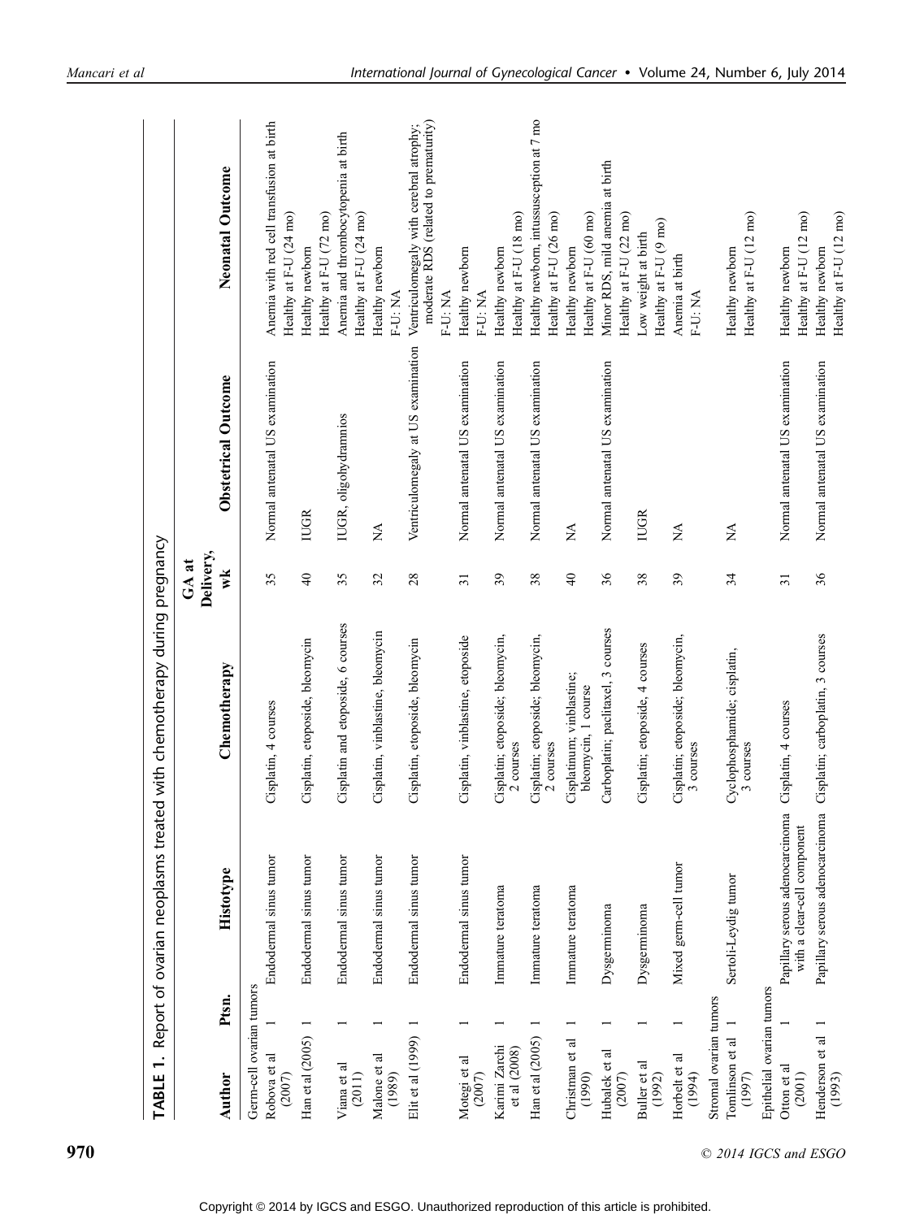**TABLE 1.** Report of ovarian neoplasms treated with chemotherapy during pregnancy

| Author | Ptsn. | Histotype | Chemotherapy | GA at Delivery, wk | Obstetrical Outcome | Neonatal Outcome |
|---|---|---|---|---|---|---|
| Germ-cell ovarian tumors | | | | | | |
| Robova et al (2007) | 1 | Endodermal sinus tumor | Cisplatin, 4 courses | 35 | Normal antenatal US examination | Anemia with red cell transfusion at birth<br>Healthy at F-U (24 mo) |
| Han et al (2005) | 1 | Endodermal sinus tumor | Cisplatin, etoposide, bleomycin | 40 | IUGR | Healthy newborn<br>Healthy at F-U (72 mo) |
| Viana et al (2011) | 1 | Endodermal sinus tumor | Cisplatin and etoposide, 6 courses | 35 | IUGR, oligohydramnios | Anemia and thrombocytopenia at birth<br>Healthy at F-U (24 mo) |
| Malone et al (1989) | 1 | Endodermal sinus tumor | Cisplatin, vinblastine, bleomycin | 32 | NA | Healthy newborn<br>F-U: NA |
| Elit et al (1999) | 1 | Endodermal sinus tumor | Cisplatin, etoposide, bleomycin | 28 | Ventriculomegaly at US examination | Ventriculomegaly with cerebral atrophy; moderate RDS (related to prematurity)<br>F-U: NA |
| Motegi et al (2007) | 1 | Endodermal sinus tumor | Cisplatin, vinblastine, etoposide | 31 | Normal antenatal US examination | Healthy newborn<br>F-U: NA |
| Karimi Zarchi et al (2008) | 1 | Immature teratoma | Cisplatin; etoposide; bleomycin, 2 courses | 39 | Normal antenatal US examination | Healthy newborn<br>Healthy at F-U (18 mo) |
| Han et al (2005) | 1 | Immature teratoma | Cisplatin; etoposide; bleomycin, 2 courses | 38 | Normal antenatal US examination | Healthy newborn, intussusception at 7 mo<br>Healthy at F-U (26 mo) |
| Christman et al (1990) | 1 | Immature teratoma | Cisplatinum; vinblastine; bleomycin, 1 course | 40 | NA | Healthy newborn<br>Healthy at F-U (60 mo) |
| Hubalek et al (2007) | 1 | Dysgerminoma | Carboplatin; paclitaxel, 3 courses | 36 | Normal antenatal US examination | Minor RDS, mild anemia at birth<br>Healthy at F-U (22 mo) |
| Buller et al (1992) | 1 | Dysgerminoma | Cisplatin; etoposide, 4 courses | 38 | IUGR | Low weight at birth<br>Healthy at F-U (9 mo) |
| Horbelt et al (1994) | 1 | Mixed germ-cell tumor | Cisplatin; etoposide; bleomycin, 3 courses | 39 | NA | Anemia at birth<br>F-U: NA |
| Stromal ovarian tumors | | | | | | |
| Tomlinson et al (1997) | 1 | Sertoli-Leydig tumor | Cyclophosphamide; cisplatin, 3 courses | 34 | NA | Healthy newborn<br>Healthy at F-U (12 mo) |
| Epithelial ovarian tumors | | | | | | |
| Otton et al (2001) | 1 | Papillary serous adenocarcinoma with a clear-cell component | Cisplatin, 4 courses | 31 | Normal antenatal US examination | Healthy newborn<br>Healthy at F-U (12 mo) |
| Henderson et al (1993) | 1 | Papillary serous adenocarcinoma | Cisplatin; carboplatin, 3 courses | 36 | Normal antenatal US examination | Healthy newborn<br>Healthy at F-U (12 mo) |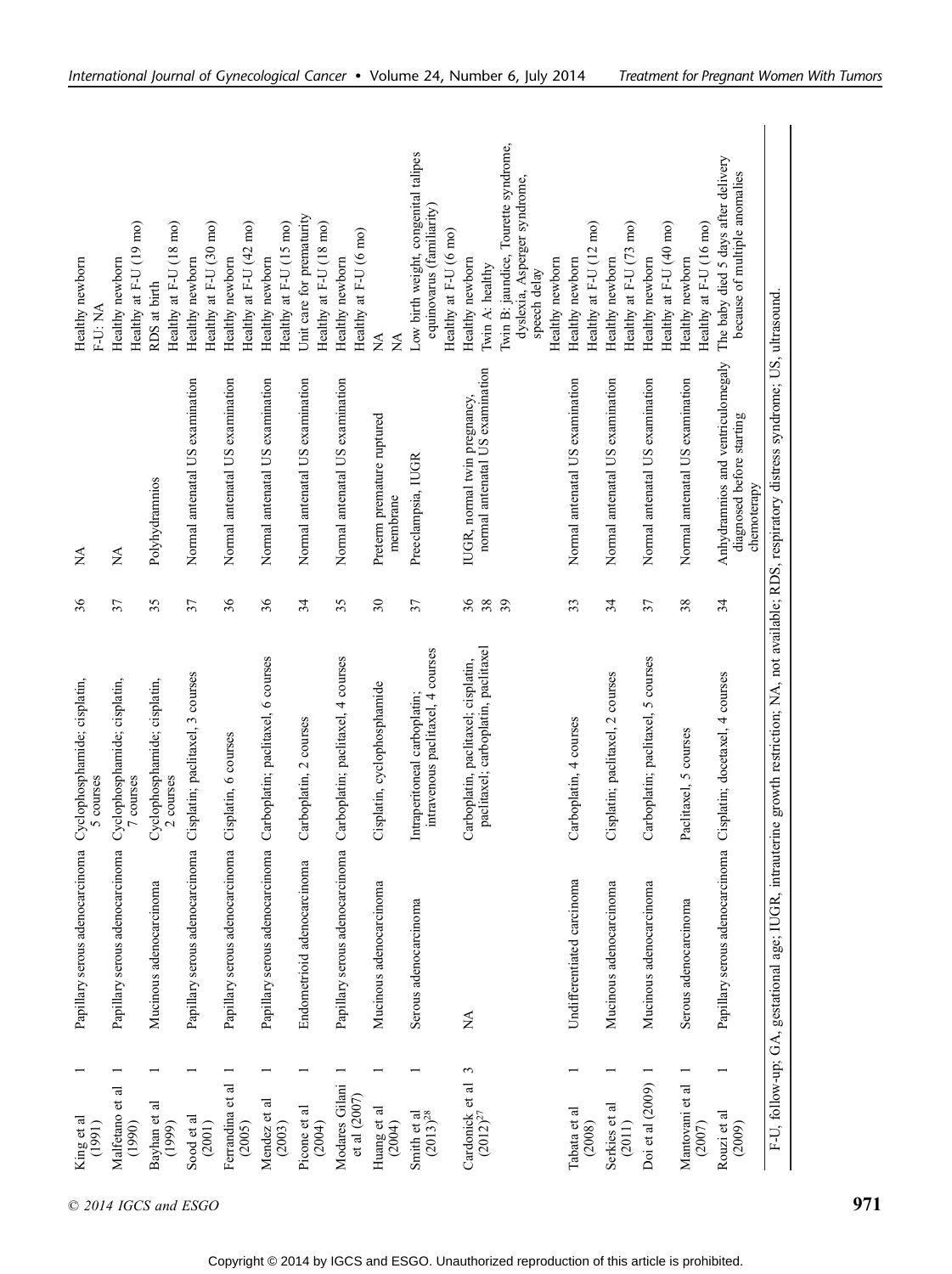| King et al (1991) | 1 | Papillary serous adenocarcinoma | Cyclophosphamide; cisplatin, 5 courses | 36 | NA | Healthy newborn<br>F-U: NA |
|---|---|---|---|---|---|---|
| Malfetano et al (1990) | 1 | Papillary serous adenocarcinoma | Cyclophosphamide; cisplatin, 7 courses | 37 | NA | Healthy newborn<br>Healthy at F-U (19 mo) |
| Bayhan et al (1999) | 1 | Mucinous adenocarcinoma | Cyclophosphamide; cisplatin, 2 courses | 35 | Polyhydramnios | RDS at birth<br>Healthy at F-U (18 mo) |
| Sood et al (2001) | 1 | Papillary serous adenocarcinoma | Cisplatin; paclitaxel, 3 courses | 37 | Normal antenatal US examination | Healthy newborn<br>Healthy at F-U (30 mo) |
| Ferrandina et al (2005) | 1 | Papillary serous adenocarcinoma | Cisplatin, 6 courses | 36 | Normal antenatal US examination | Healthy newborn<br>Healthy at F-U (42 mo) |
| Mendez et al (2003) | 1 | Papillary serous adenocarcinoma | Carboplatin; paclitaxel, 6 courses | 36 | Normal antenatal US examination | Healthy newborn<br>Healthy at F-U (15 mo) |
| Picone et al (2004) | 1 | Endometrioid adenocarcinoma | Carboplatin, 2 courses | 34 | Normal antenatal US examination | Unit care for prematurity<br>Healthy at F-U (18 mo) |
| Modares Gilani et al (2007) | 1 | Papillary serous adenocarcinoma | Carboplatin; paclitaxel, 4 courses | 35 | Normal antenatal US examination | Healthy newborn<br>Healthy at F-U (6 mo) |
| Huang et al (2004) | 1 | Mucinous adenocarcinoma | Cisplatin, cyclophosphamide | 30 | Preterm premature ruptured membrane | NA<br>NA |
| Smith et al (2013)[28] | 1 | Serous adenocarcinoma | Intraperitoneal carboplatin; intravenous paclitaxel, 4 courses | 37 | Preeclampsia, IUGR | Low birth weight, congenital talipes equinovarus (familiarity)<br>Healthy at F-U (6 mo) |
| Cardonick et al (2012)[27] | 3 | NA | Carboplatin, paclitaxel; cisplatin, paclitaxel; carboplatin, paclitaxel | 36<br>38<br>39 | IUGR, normal twin pregnancy, normal antenatal US examination | Healthy newborn<br>Twin A: healthy<br>Twin B: jaundice, Tourette syndrome, dyslexia, Asperger syndrome, speech delay<br>Healthy newborn |
| Tabata et al (2008) | 1 | Undifferentiated carcinoma | Carboplatin, 4 courses | 33 | Normal antenatal US examination | Healthy newborn<br>Healthy at F-U (12 mo) |
| Serkies et al (2011) | 1 | Mucinous adenocarcinoma | Cisplatin; paclitaxel, 2 courses | 34 | Normal antenatal US examination | Healthy newborn<br>Healthy at F-U (73 mo) |
| Doi et al (2009) | 1 | Mucinous adenocarcinoma | Carboplatin; paclitaxel, 5 courses | 37 | Normal antenatal US examination | Healthy newborn<br>Healthy at F-U (40 mo) |
| Mantovani et al (2007) | 1 | Serous adenocarcinoma | Paclitaxel, 5 courses | 38 | Normal antenatal US examination | Healthy newborn<br>Healthy at F-U (16 mo) |
| Rouzi et al (2009) | 1 | Papillary serous adenocarcinoma | Cisplatin; docetaxel, 4 courses | 34 | Anhydramnios and ventriculomegaly diagnosed before starting chemotherapy | The baby died 5 days after delivery because of multiple anomalies |

F-U, follow-up; GA, gestational age; IUGR, intrauterine growth restriction; NA, not available; RDS, respiratory distress syndrome; US, ultrasound.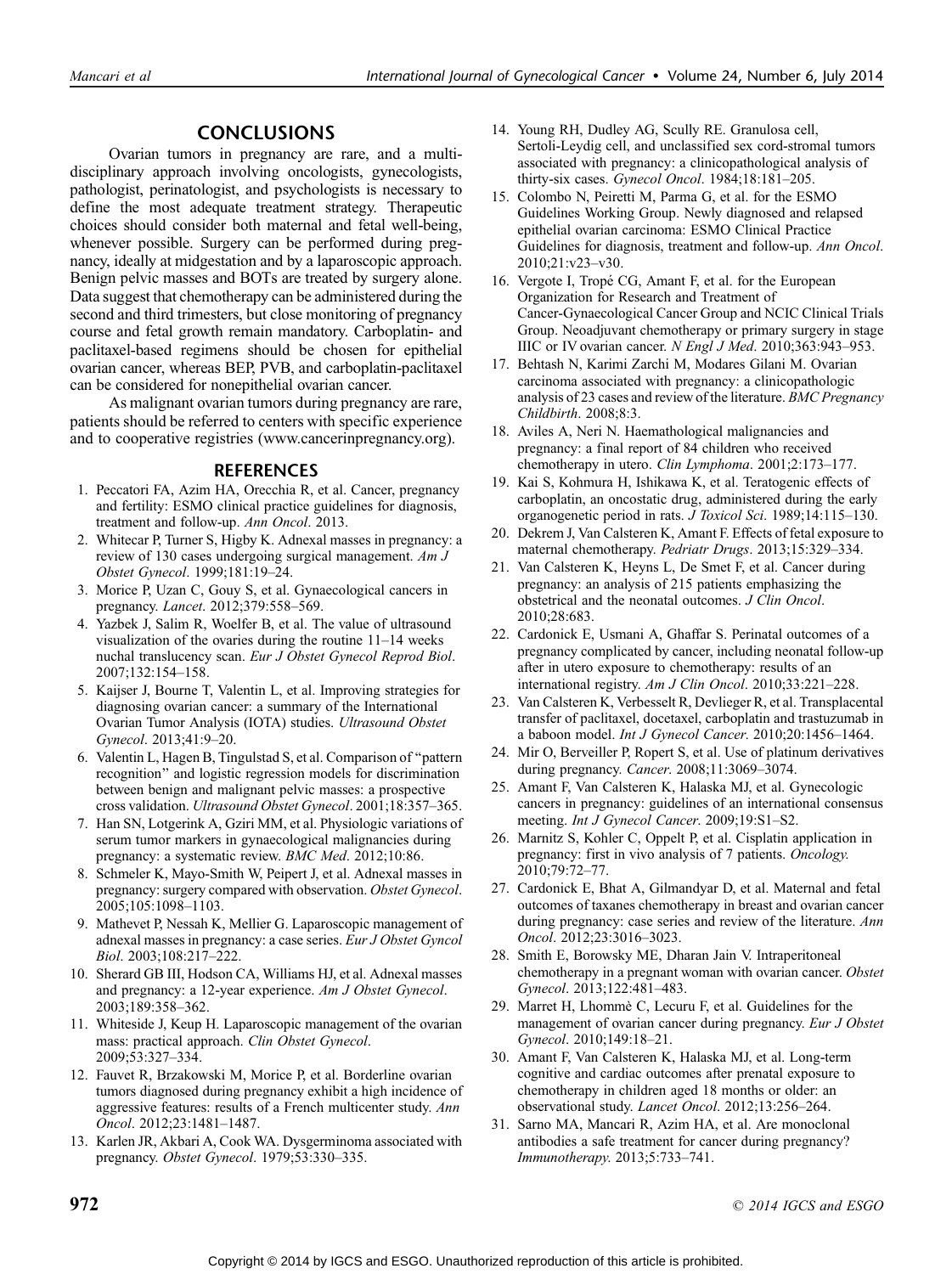## CONCLUSIONS

Ovarian tumors in pregnancy are rare, and a multidisciplinary approach involving oncologists, gynecologists, pathologist, perinatologist, and psychologists is necessary to define the most adequate treatment strategy. Therapeutic choices should consider both maternal and fetal well-being, whenever possible. Surgery can be performed during pregnancy, ideally at midgestation and by a laparoscopic approach. Benign pelvic masses and BOTs are treated by surgery alone. Data suggest that chemotherapy can be administered during the second and third trimesters, but close monitoring of pregnancy course and fetal growth remain mandatory. Carboplatin- and paclitaxel-based regimens should be chosen for epithelial ovarian cancer, whereas BEP, PVB, and carboplatin-paclitaxel can be considered for nonepithelial ovarian cancer.

As malignant ovarian tumors during pregnancy are rare, patients should be referred to centers with specific experience and to cooperative registries (www.cancerinpregnancy.org).

## REFERENCES

1. Peccatori FA, Azim HA, Orecchia R, et al. Cancer, pregnancy and fertility: ESMO clinical practice guidelines for diagnosis, treatment and follow-up. *Ann Oncol*. 2013.
2. Whitecar P, Turner S, Higby K. Adnexal masses in pregnancy: a review of 130 cases undergoing surgical management. *Am J Obstet Gynecol*. 1999;181:19–24.
3. Morice P, Uzan C, Gouy S, et al. Gynaecological cancers in pregnancy. *Lancet*. 2012;379:558–569.
4. Yazbek J, Salim R, Woelfer B, et al. The value of ultrasound visualization of the ovaries during the routine 11–14 weeks nuchal translucency scan. *Eur J Obstet Gynecol Reprod Biol*. 2007;132:154–158.
5. Kaijser J, Bourne T, Valentin L, et al. Improving strategies for diagnosing ovarian cancer: a summary of the International Ovarian Tumor Analysis (IOTA) studies. *Ultrasound Obstet Gynecol*. 2013;41:9–20.
6. Valentin L, Hagen B, Tingulstad S, et al. Comparison of "pattern recognition" and logistic regression models for discrimination between benign and malignant pelvic masses: a prospective cross validation. *Ultrasound Obstet Gynecol*. 2001;18:357–365.
7. Han SN, Lotgerink A, Gziri MM, et al. Physiologic variations of serum tumor markers in gynaecological malignancies during pregnancy: a systematic review. *BMC Med*. 2012;10:86.
8. Schmeler K, Mayo-Smith W, Peipert J, et al. Adnexal masses in pregnancy: surgery compared with observation. *Obstet Gynecol*. 2005;105:1098–1103.
9. Mathevet P, Nessah K, Mellier G. Laparoscopic management of adnexal masses in pregnancy: a case series. *Eur J Obstet Gyncol Biol*. 2003;108:217–222.
10. Sherard GB III, Hodson CA, Williams HJ, et al. Adnexal masses and pregnancy: a 12-year experience. *Am J Obstet Gynecol*. 2003;189:358–362.
11. Whiteside J, Keup H. Laparoscopic management of the ovarian mass: practical approach. *Clin Obstet Gynecol*. 2009;53:327–334.
12. Fauvet R, Brzakowski M, Morice P, et al. Borderline ovarian tumors diagnosed during pregnancy exhibit a high incidence of aggressive features: results of a French multicenter study. *Ann Oncol*. 2012;23:1481–1487.
13. Karlen JR, Akbari A, Cook WA. Dysgerminoma associated with pregnancy. *Obstet Gynecol*. 1979;53:330–335.
14. Young RH, Dudley AG, Scully RE. Granulosa cell, Sertoli-Leydig cell, and unclassified sex cord-stromal tumors associated with pregnancy: a clinicopathological analysis of thirty-six cases. *Gynecol Oncol*. 1984;18:181–205.
15. Colombo N, Peiretti M, Parma G, et al. for the ESMO Guidelines Working Group. Newly diagnosed and relapsed epithelial ovarian carcinoma: ESMO Clinical Practice Guidelines for diagnosis, treatment and follow-up. *Ann Oncol*. 2010;21:v23–v30.
16. Vergote I, Tropé CG, Amant F, et al. for the European Organization for Research and Treatment of Cancer-Gynaecological Cancer Group and NCIC Clinical Trials Group. Neoadjuvant chemotherapy or primary surgery in stage IIIC or IV ovarian cancer. *N Engl J Med*. 2010;363:943–953.
17. Behtash N, Karimi Zarchi M, Modares Gilani M. Ovarian carcinoma associated with pregnancy: a clinicopathologic analysis of 23 cases and review of the literature. *BMC Pregnancy Childbirth*. 2008;8:3.
18. Aviles A, Neri N. Haematological malignancies and pregnancy: a final report of 84 children who received chemotherapy in utero. *Clin Lymphoma*. 2001;2:173–177.
19. Kai S, Kohmura H, Ishikawa K, et al. Teratogenic effects of carboplatin, an oncostatic drug, administered during the early organogenetic period in rats. *J Toxicol Sci*. 1989;14:115–130.
20. Dekrem J, Van Calsteren K, Amant F. Effects of fetal exposure to maternal chemotherapy. *Pedriatr Drugs*. 2013;15:329–334.
21. Van Calsteren K, Heyns L, De Smet F, et al. Cancer during pregnancy: an analysis of 215 patients emphasizing the obstetrical and the neonatal outcomes. *J Clin Oncol*. 2010;28:683.
22. Cardonick E, Usmani A, Ghaffar S. Perinatal outcomes of a pregnancy complicated by cancer, including neonatal follow-up after in utero exposure to chemotherapy: results of an international registry. *Am J Clin Oncol*. 2010;33:221–228.
23. Van Calsteren K, Verbesselt R, Devlieger R, et al. Transplacental transfer of paclitaxel, docetaxel, carboplatin and trastuzumab in a baboon model. *Int J Gynecol Cancer*. 2010;20:1456–1464.
24. Mir O, Berveiller P, Ropert S, et al. Use of platinum derivatives during pregnancy. *Cancer*. 2008;11:3069–3074.
25. Amant F, Van Calsteren K, Halaska MJ, et al. Gynecologic cancers in pregnancy: guidelines of an international consensus meeting. *Int J Gynecol Cancer*. 2009;19:S1–S2.
26. Marnitz S, Kohler C, Oppelt P, et al. Cisplatin application in pregnancy: first in vivo analysis of 7 patients. *Oncology*. 2010;79:72–77.
27. Cardonick E, Bhat A, Gilmandyar D, et al. Maternal and fetal outcomes of taxanes chemotherapy in breast and ovarian cancer during pregnancy: case series and review of the literature. *Ann Oncol*. 2012;23:3016–3023.
28. Smith E, Borowsky ME, Dharan Jain V. Intraperitoneal chemotherapy in a pregnant woman with ovarian cancer. *Obstet Gynecol*. 2013;122:481–483.
29. Marret H, Lhommè C, Lecuru F, et al. Guidelines for the management of ovarian cancer during pregnancy. *Eur J Obstet Gynecol*. 2010;149:18–21.
30. Amant F, Van Calsteren K, Halaska MJ, et al. Long-term cognitive and cardiac outcomes after prenatal exposure to chemotherapy in children aged 18 months or older: an observational study. *Lancet Oncol*. 2012;13:256–264.
31. Sarno MA, Mancari R, Azim HA, et al. Are monoclonal antibodies a safe treatment for cancer during pregnancy? *Immunotherapy*. 2013;5:733–741.